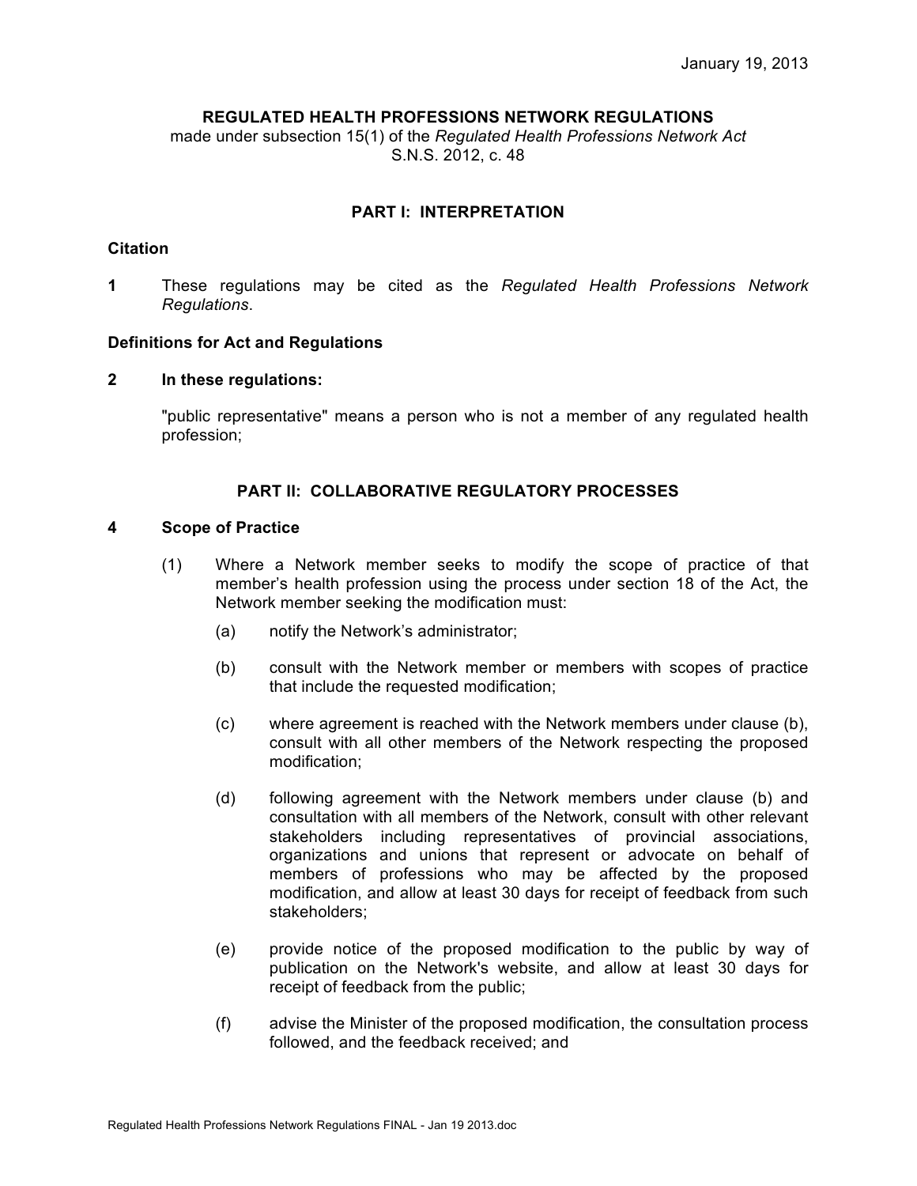January 19, 2013

**REGULATED HEALTH PROFESSIONS NETWORK REGULATIONS**
made under subsection 15(1) of the *Regulated Health Professions Network Act*
S.N.S. 2012, c. 48

## PART I: INTERPRETATION

### Citation

**1** These regulations may be cited as the *Regulated Health Professions Network Regulations*.

### Definitions for Act and Regulations

**2 In these regulations:**

"public representative" means a person who is not a member of any regulated health profession;

## PART II: COLLABORATIVE REGULATORY PROCESSES

### 4 Scope of Practice

(1) Where a Network member seeks to modify the scope of practice of that member's health profession using the process under section 18 of the Act, the Network member seeking the modification must:

(a) notify the Network's administrator;

(b) consult with the Network member or members with scopes of practice that include the requested modification;

(c) where agreement is reached with the Network members under clause (b), consult with all other members of the Network respecting the proposed modification;

(d) following agreement with the Network members under clause (b) and consultation with all members of the Network, consult with other relevant stakeholders including representatives of provincial associations, organizations and unions that represent or advocate on behalf of members of professions who may be affected by the proposed modification, and allow at least 30 days for receipt of feedback from such stakeholders;

(e) provide notice of the proposed modification to the public by way of publication on the Network's website, and allow at least 30 days for receipt of feedback from the public;

(f) advise the Minister of the proposed modification, the consultation process followed, and the feedback received; and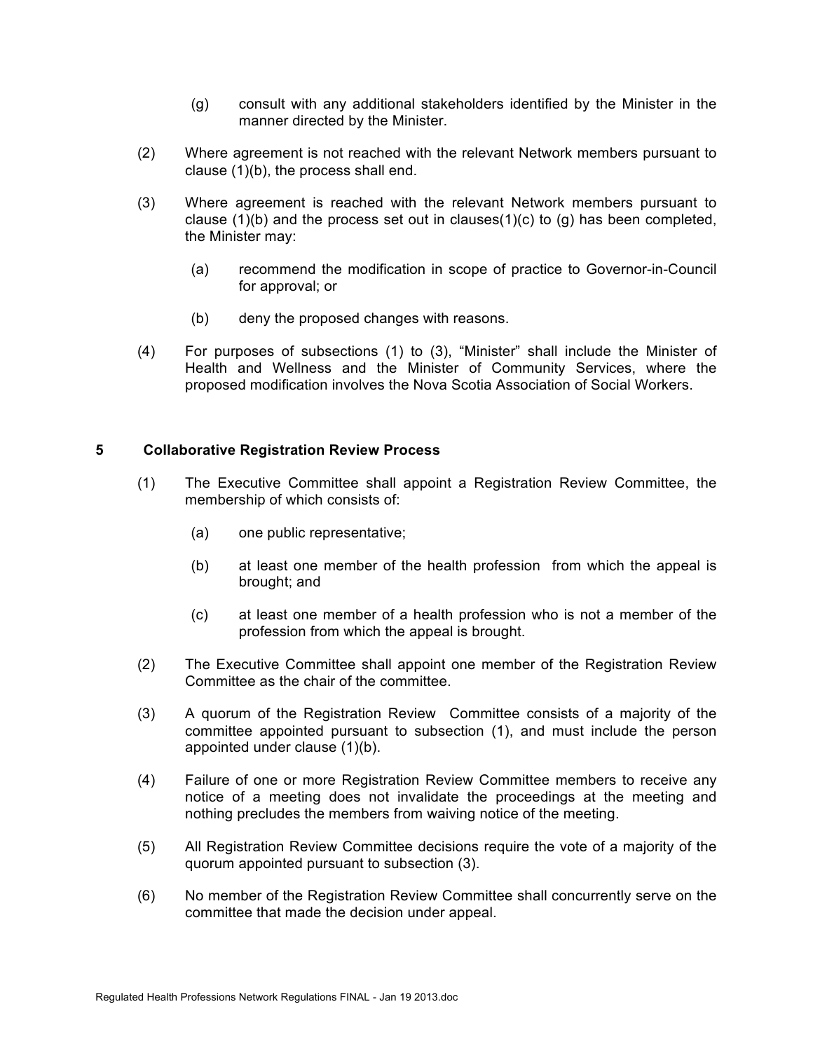(g) consult with any additional stakeholders identified by the Minister in the manner directed by the Minister.

(2) Where agreement is not reached with the relevant Network members pursuant to clause (1)(b), the process shall end.

(3) Where agreement is reached with the relevant Network members pursuant to clause (1)(b) and the process set out in clauses(1)(c) to (g) has been completed, the Minister may:

(a) recommend the modification in scope of practice to Governor-in-Council for approval; or

(b) deny the proposed changes with reasons.

(4) For purposes of subsections (1) to (3), "Minister" shall include the Minister of Health and Wellness and the Minister of Community Services, where the proposed modification involves the Nova Scotia Association of Social Workers.

## 5 Collaborative Registration Review Process

(1) The Executive Committee shall appoint a Registration Review Committee, the membership of which consists of:

(a) one public representative;

(b) at least one member of the health profession from which the appeal is brought; and

(c) at least one member of a health profession who is not a member of the profession from which the appeal is brought.

(2) The Executive Committee shall appoint one member of the Registration Review Committee as the chair of the committee.

(3) A quorum of the Registration Review Committee consists of a majority of the committee appointed pursuant to subsection (1), and must include the person appointed under clause (1)(b).

(4) Failure of one or more Registration Review Committee members to receive any notice of a meeting does not invalidate the proceedings at the meeting and nothing precludes the members from waiving notice of the meeting.

(5) All Registration Review Committee decisions require the vote of a majority of the quorum appointed pursuant to subsection (3).

(6) No member of the Registration Review Committee shall concurrently serve on the committee that made the decision under appeal.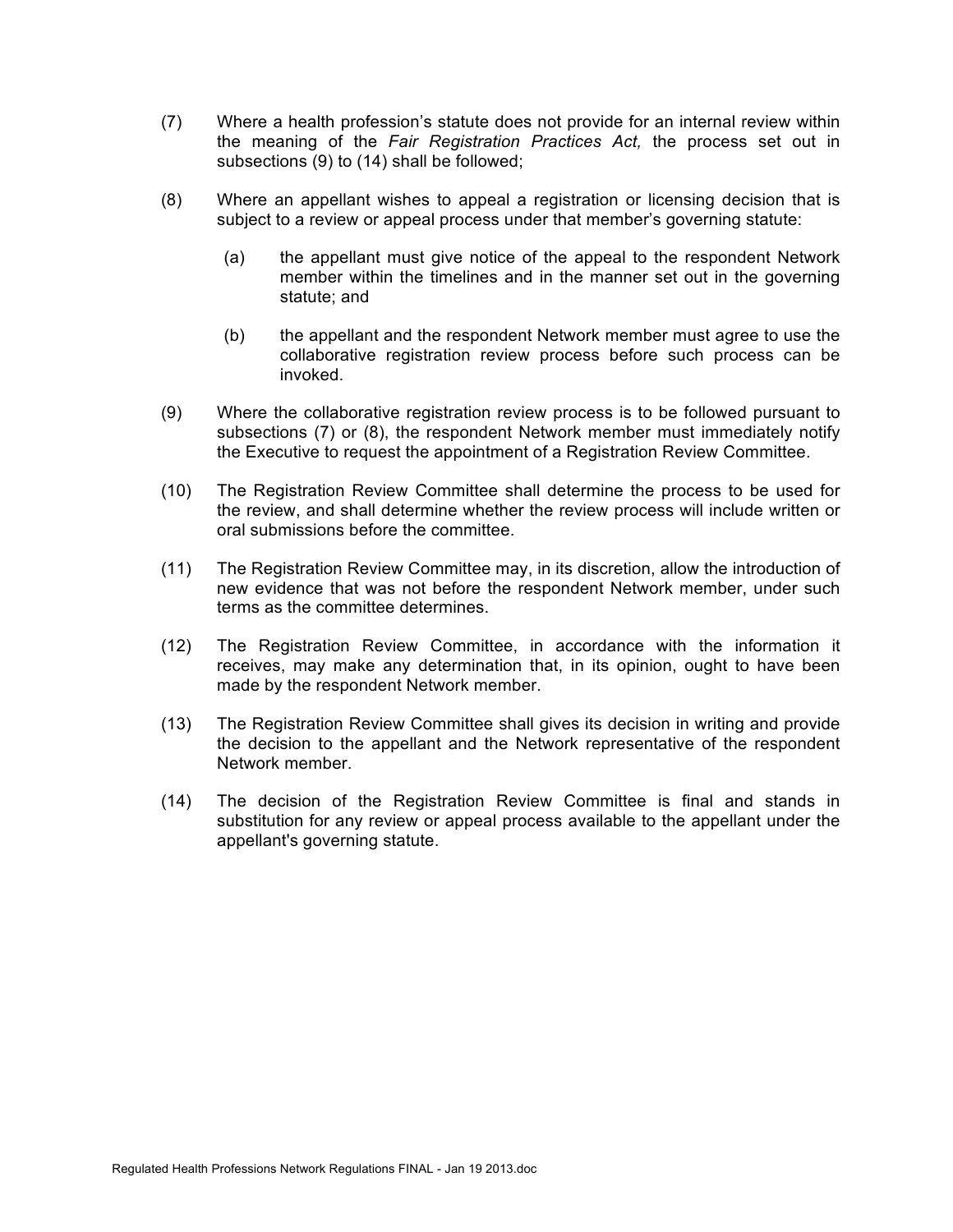(7) Where a health profession's statute does not provide for an internal review within the meaning of the *Fair Registration Practices Act,* the process set out in subsections (9) to (14) shall be followed;

(8) Where an appellant wishes to appeal a registration or licensing decision that is subject to a review or appeal process under that member's governing statute:

(a) the appellant must give notice of the appeal to the respondent Network member within the timelines and in the manner set out in the governing statute; and

(b) the appellant and the respondent Network member must agree to use the collaborative registration review process before such process can be invoked.

(9) Where the collaborative registration review process is to be followed pursuant to subsections (7) or (8), the respondent Network member must immediately notify the Executive to request the appointment of a Registration Review Committee.

(10) The Registration Review Committee shall determine the process to be used for the review, and shall determine whether the review process will include written or oral submissions before the committee.

(11) The Registration Review Committee may, in its discretion, allow the introduction of new evidence that was not before the respondent Network member, under such terms as the committee determines.

(12) The Registration Review Committee, in accordance with the information it receives, may make any determination that, in its opinion, ought to have been made by the respondent Network member.

(13) The Registration Review Committee shall gives its decision in writing and provide the decision to the appellant and the Network representative of the respondent Network member.

(14) The decision of the Registration Review Committee is final and stands in substitution for any review or appeal process available to the appellant under the appellant's governing statute.